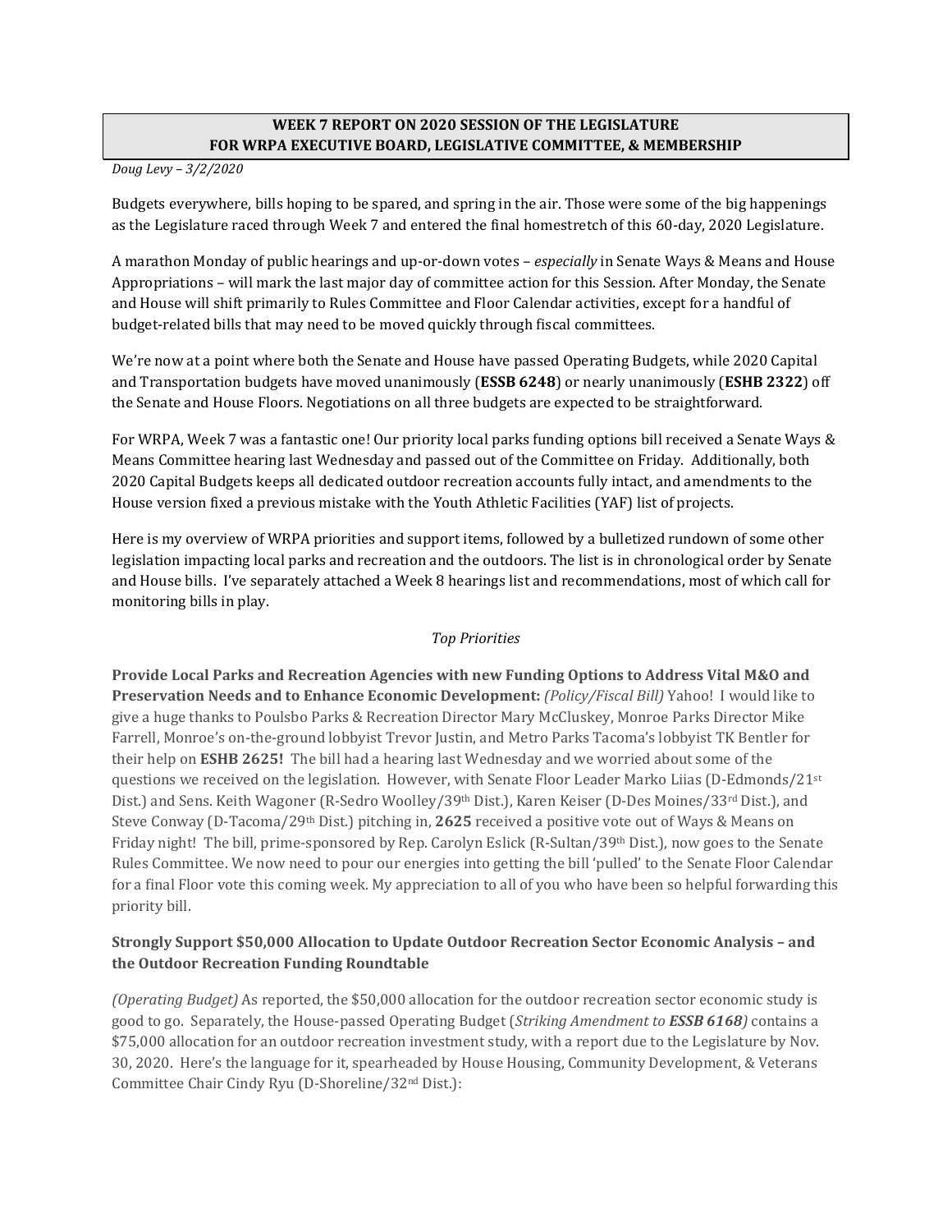**WEEK 7 REPORT ON 2020 SESSION OF THE LEGISLATURE**
**FOR WRPA EXECUTIVE BOARD, LEGISLATIVE COMMITTEE, & MEMBERSHIP**

*Doug Levy – 3/2/2020*

Budgets everywhere, bills hoping to be spared, and spring in the air. Those were some of the big happenings as the Legislature raced through Week 7 and entered the final homestretch of this 60-day, 2020 Legislature.

A marathon Monday of public hearings and up-or-down votes – *especially* in Senate Ways & Means and House Appropriations – will mark the last major day of committee action for this Session. After Monday, the Senate and House will shift primarily to Rules Committee and Floor Calendar activities, except for a handful of budget-related bills that may need to be moved quickly through fiscal committees.

We're now at a point where both the Senate and House have passed Operating Budgets, while 2020 Capital and Transportation budgets have moved unanimously (**ESSB 6248**) or nearly unanimously (**ESHB 2322**) off the Senate and House Floors. Negotiations on all three budgets are expected to be straightforward.

For WRPA, Week 7 was a fantastic one! Our priority local parks funding options bill received a Senate Ways & Means Committee hearing last Wednesday and passed out of the Committee on Friday. Additionally, both 2020 Capital Budgets keeps all dedicated outdoor recreation accounts fully intact, and amendments to the House version fixed a previous mistake with the Youth Athletic Facilities (YAF) list of projects.

Here is my overview of WRPA priorities and support items, followed by a bulletized rundown of some other legislation impacting local parks and recreation and the outdoors. The list is in chronological order by Senate and House bills. I've separately attached a Week 8 hearings list and recommendations, most of which call for monitoring bills in play.

*Top Priorities*

**Provide Local Parks and Recreation Agencies with new Funding Options to Address Vital M&O and Preservation Needs and to Enhance Economic Development:** *(Policy/Fiscal Bill)* Yahoo! I would like to give a huge thanks to Poulsbo Parks & Recreation Director Mary McCluskey, Monroe Parks Director Mike Farrell, Monroe's on-the-ground lobbyist Trevor Justin, and Metro Parks Tacoma's lobbyist TK Bentler for their help on **ESHB 2625!** The bill had a hearing last Wednesday and we worried about some of the questions we received on the legislation. However, with Senate Floor Leader Marko Liias (D-Edmonds/21st Dist.) and Sens. Keith Wagoner (R-Sedro Woolley/39th Dist.), Karen Keiser (D-Des Moines/33rd Dist.), and Steve Conway (D-Tacoma/29th Dist.) pitching in, **2625** received a positive vote out of Ways & Means on Friday night! The bill, prime-sponsored by Rep. Carolyn Eslick (R-Sultan/39th Dist.), now goes to the Senate Rules Committee. We now need to pour our energies into getting the bill 'pulled' to the Senate Floor Calendar for a final Floor vote this coming week. My appreciation to all of you who have been so helpful forwarding this priority bill.

**Strongly Support $50,000 Allocation to Update Outdoor Recreation Sector Economic Analysis – and the Outdoor Recreation Funding Roundtable**

*(Operating Budget)* As reported, the $50,000 allocation for the outdoor recreation sector economic study is good to go. Separately, the House-passed Operating Budget (*Striking Amendment to **ESSB 6168***) contains a $75,000 allocation for an outdoor recreation investment study, with a report due to the Legislature by Nov. 30, 2020. Here's the language for it, spearheaded by House Housing, Community Development, & Veterans Committee Chair Cindy Ryu (D-Shoreline/32nd Dist.):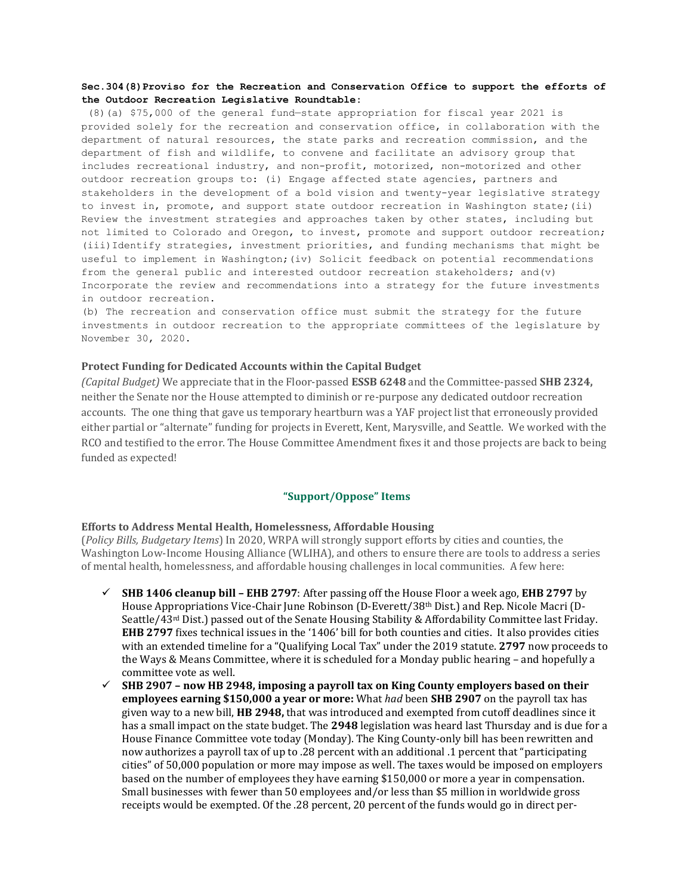**Sec.304(8)Proviso for the Recreation and Conservation Office to support the efforts of the Outdoor Recreation Legislative Roundtable:**

(8)(a) $75,000 of the general fund—state appropriation for fiscal year 2021 is provided solely for the recreation and conservation office, in collaboration with the department of natural resources, the state parks and recreation commission, and the department of fish and wildlife, to convene and facilitate an advisory group that includes recreational industry, and non-profit, motorized, non-motorized and other outdoor recreation groups to: (i) Engage affected state agencies, partners and stakeholders in the development of a bold vision and twenty-year legislative strategy to invest in, promote, and support state outdoor recreation in Washington state;(ii) Review the investment strategies and approaches taken by other states, including but not limited to Colorado and Oregon, to invest, promote and support outdoor recreation; (iii)Identify strategies, investment priorities, and funding mechanisms that might be useful to implement in Washington;(iv) Solicit feedback on potential recommendations from the general public and interested outdoor recreation stakeholders; and(v) Incorporate the review and recommendations into a strategy for the future investments in outdoor recreation.

(b) The recreation and conservation office must submit the strategy for the future investments in outdoor recreation to the appropriate committees of the legislature by November 30, 2020.

**Protect Funding for Dedicated Accounts within the Capital Budget**

*(Capital Budget)* We appreciate that in the Floor-passed **ESSB 6248** and the Committee-passed **SHB 2324,** neither the Senate nor the House attempted to diminish or re-purpose any dedicated outdoor recreation accounts. The one thing that gave us temporary heartburn was a YAF project list that erroneously provided either partial or "alternate" funding for projects in Everett, Kent, Marysville, and Seattle. We worked with the RCO and testified to the error. The House Committee Amendment fixes it and those projects are back to being funded as expected!

## "Support/Oppose" Items

**Efforts to Address Mental Health, Homelessness, Affordable Housing**

(*Policy Bills, Budgetary Items*) In 2020, WRPA will strongly support efforts by cities and counties, the Washington Low-Income Housing Alliance (WLIHA), and others to ensure there are tools to address a series of mental health, homelessness, and affordable housing challenges in local communities. A few here:

- ✓ **SHB 1406 cleanup bill – EHB 2797**: After passing off the House Floor a week ago, **EHB 2797** by House Appropriations Vice-Chair June Robinson (D-Everett/38th Dist.) and Rep. Nicole Macri (D-Seattle/43rd Dist.) passed out of the Senate Housing Stability & Affordability Committee last Friday. **EHB 2797** fixes technical issues in the '1406' bill for both counties and cities. It also provides cities with an extended timeline for a "Qualifying Local Tax" under the 2019 statute. **2797** now proceeds to the Ways & Means Committee, where it is scheduled for a Monday public hearing – and hopefully a committee vote as well.
- ✓ **SHB 2907 – now HB 2948, imposing a payroll tax on King County employers based on their employees earning $150,000 a year or more:** What *had* been **SHB 2907** on the payroll tax has given way to a new bill, **HB 2948,** that was introduced and exempted from cutoff deadlines since it has a small impact on the state budget. The **2948** legislation was heard last Thursday and is due for a House Finance Committee vote today (Monday). The King County-only bill has been rewritten and now authorizes a payroll tax of up to .28 percent with an additional .1 percent that "participating cities" of 50,000 population or more may impose as well. The taxes would be imposed on employers based on the number of employees they have earning $150,000 or more a year in compensation. Small businesses with fewer than 50 employees and/or less than $5 million in worldwide gross receipts would be exempted. Of the .28 percent, 20 percent of the funds would go in direct per-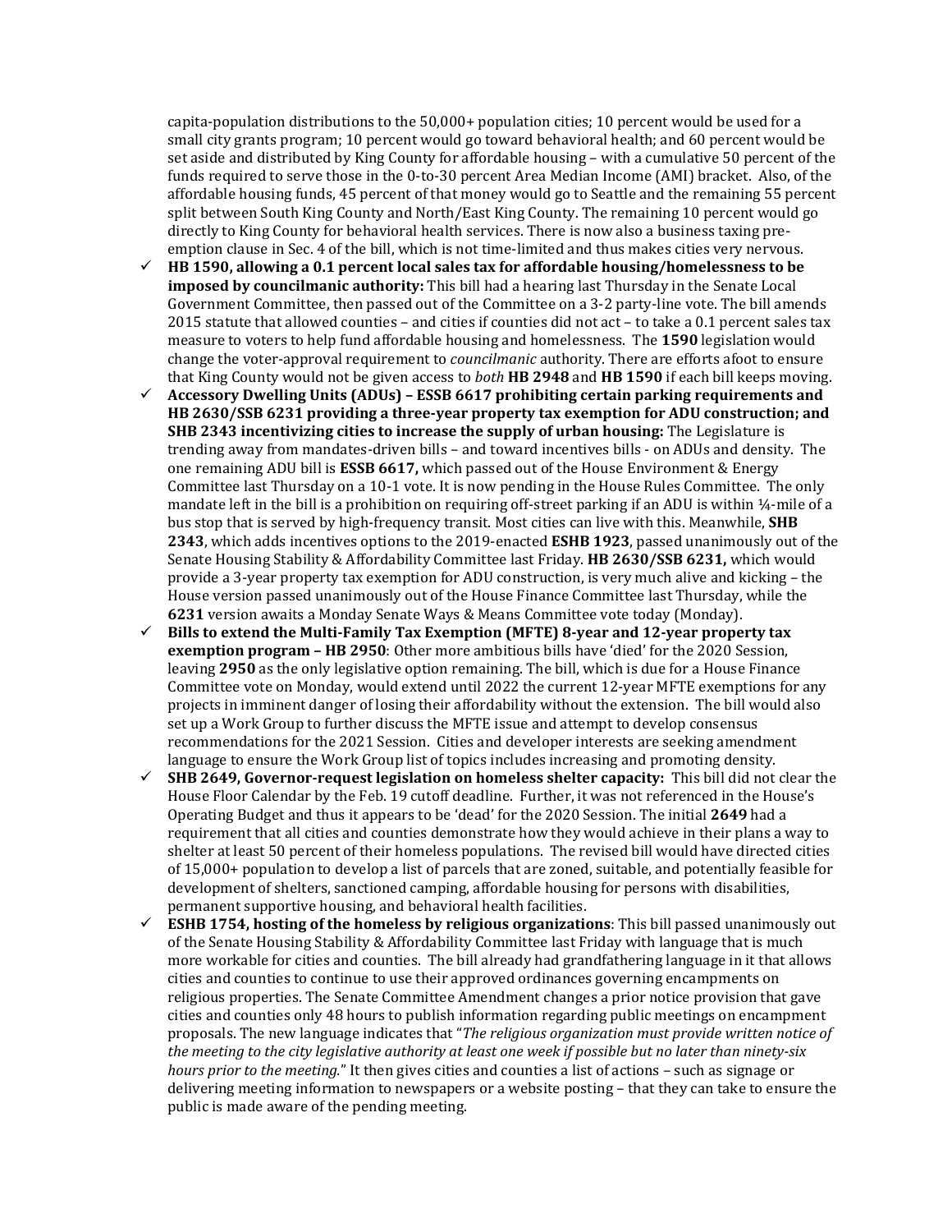capita-population distributions to the 50,000+ population cities; 10 percent would be used for a small city grants program; 10 percent would go toward behavioral health; and 60 percent would be set aside and distributed by King County for affordable housing – with a cumulative 50 percent of the funds required to serve those in the 0-to-30 percent Area Median Income (AMI) bracket. Also, of the affordable housing funds, 45 percent of that money would go to Seattle and the remaining 55 percent split between South King County and North/East King County. The remaining 10 percent would go directly to King County for behavioral health services. There is now also a business taxing pre-emption clause in Sec. 4 of the bill, which is not time-limited and thus makes cities very nervous.

- ✓ **HB 1590, allowing a 0.1 percent local sales tax for affordable housing/homelessness to be imposed by councilmanic authority:** This bill had a hearing last Thursday in the Senate Local Government Committee, then passed out of the Committee on a 3-2 party-line vote. The bill amends 2015 statute that allowed counties – and cities if counties did not act – to take a 0.1 percent sales tax measure to voters to help fund affordable housing and homelessness. The **1590** legislation would change the voter-approval requirement to *councilmanic* authority. There are efforts afoot to ensure that King County would not be given access to *both* **HB 2948** and **HB 1590** if each bill keeps moving.
- ✓ **Accessory Dwelling Units (ADUs) – ESSB 6617 prohibiting certain parking requirements and HB 2630/SSB 6231 providing a three-year property tax exemption for ADU construction; and SHB 2343 incentivizing cities to increase the supply of urban housing:** The Legislature is trending away from mandates-driven bills – and toward incentives bills - on ADUs and density. The one remaining ADU bill is **ESSB 6617,** which passed out of the House Environment & Energy Committee last Thursday on a 10-1 vote. It is now pending in the House Rules Committee. The only mandate left in the bill is a prohibition on requiring off-street parking if an ADU is within ¼-mile of a bus stop that is served by high-frequency transit. Most cities can live with this. Meanwhile, **SHB 2343**, which adds incentives options to the 2019-enacted **ESHB 1923**, passed unanimously out of the Senate Housing Stability & Affordability Committee last Friday. **HB 2630/SSB 6231,** which would provide a 3-year property tax exemption for ADU construction, is very much alive and kicking – the House version passed unanimously out of the House Finance Committee last Thursday, while the **6231** version awaits a Monday Senate Ways & Means Committee vote today (Monday).
- ✓ **Bills to extend the Multi-Family Tax Exemption (MFTE) 8-year and 12-year property tax exemption program – HB 2950**: Other more ambitious bills have 'died' for the 2020 Session, leaving **2950** as the only legislative option remaining. The bill, which is due for a House Finance Committee vote on Monday, would extend until 2022 the current 12-year MFTE exemptions for any projects in imminent danger of losing their affordability without the extension. The bill would also set up a Work Group to further discuss the MFTE issue and attempt to develop consensus recommendations for the 2021 Session. Cities and developer interests are seeking amendment language to ensure the Work Group list of topics includes increasing and promoting density.
- ✓ **SHB 2649, Governor-request legislation on homeless shelter capacity:** This bill did not clear the House Floor Calendar by the Feb. 19 cutoff deadline. Further, it was not referenced in the House's Operating Budget and thus it appears to be 'dead' for the 2020 Session. The initial **2649** had a requirement that all cities and counties demonstrate how they would achieve in their plans a way to shelter at least 50 percent of their homeless populations. The revised bill would have directed cities of 15,000+ population to develop a list of parcels that are zoned, suitable, and potentially feasible for development of shelters, sanctioned camping, affordable housing for persons with disabilities, permanent supportive housing, and behavioral health facilities.
- ✓ **ESHB 1754, hosting of the homeless by religious organizations**: This bill passed unanimously out of the Senate Housing Stability & Affordability Committee last Friday with language that is much more workable for cities and counties. The bill already had grandfathering language in it that allows cities and counties to continue to use their approved ordinances governing encampments on religious properties. The Senate Committee Amendment changes a prior notice provision that gave cities and counties only 48 hours to publish information regarding public meetings on encampment proposals. The new language indicates that "*The religious organization must provide written notice of the meeting to the city legislative authority at least one week if possible but no later than ninety-six hours prior to the meeting.*" It then gives cities and counties a list of actions – such as signage or delivering meeting information to newspapers or a website posting – that they can take to ensure the public is made aware of the pending meeting.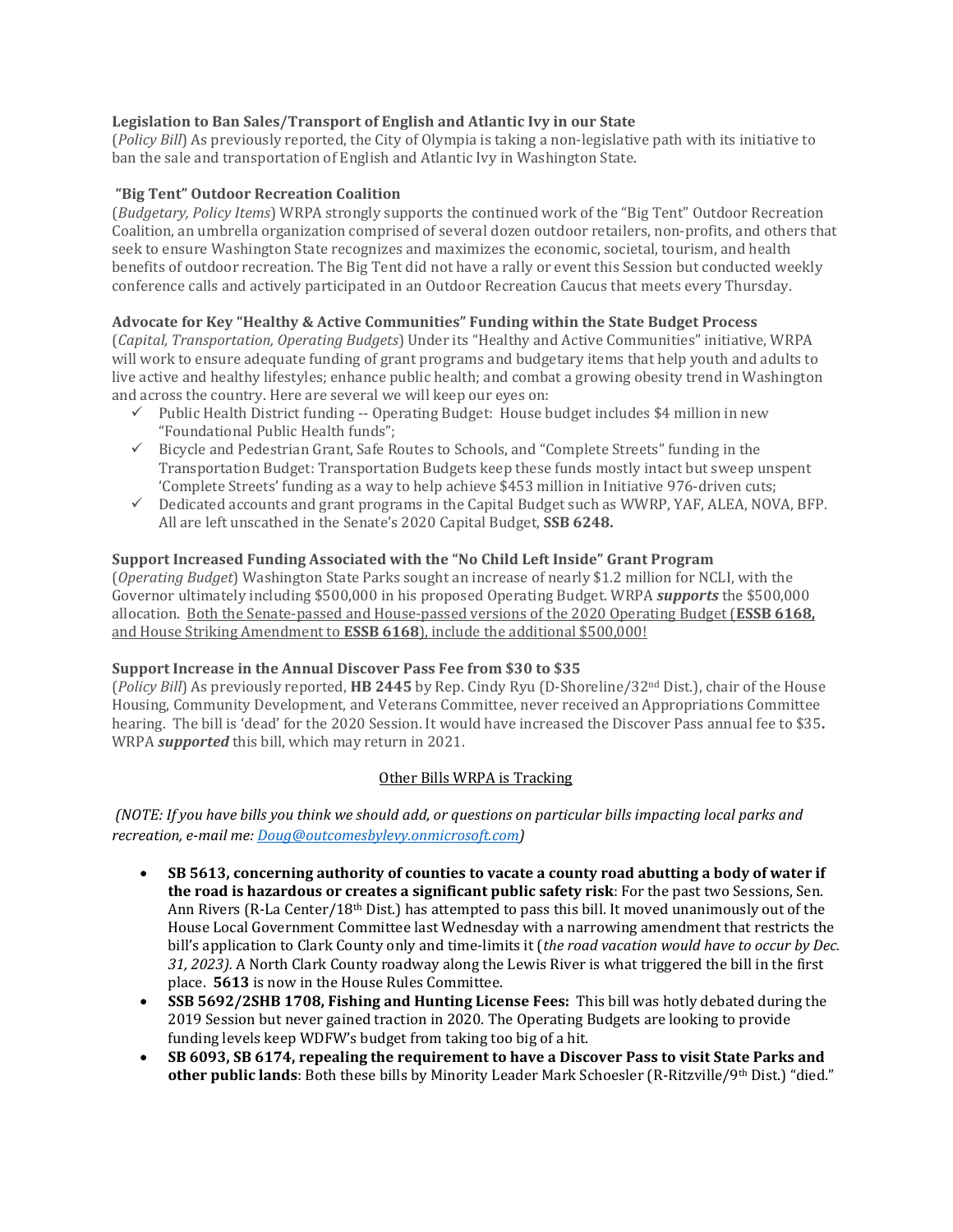**Legislation to Ban Sales/Transport of English and Atlantic Ivy in our State**
(*Policy Bill*) As previously reported, the City of Olympia is taking a non-legislative path with its initiative to ban the sale and transportation of English and Atlantic Ivy in Washington State.

**"Big Tent" Outdoor Recreation Coalition**
(*Budgetary, Policy Items*) WRPA strongly supports the continued work of the "Big Tent" Outdoor Recreation Coalition, an umbrella organization comprised of several dozen outdoor retailers, non-profits, and others that seek to ensure Washington State recognizes and maximizes the economic, societal, tourism, and health benefits of outdoor recreation. The Big Tent did not have a rally or event this Session but conducted weekly conference calls and actively participated in an Outdoor Recreation Caucus that meets every Thursday.

**Advocate for Key "Healthy & Active Communities" Funding within the State Budget Process**
(*Capital, Transportation, Operating Budgets*) Under its "Healthy and Active Communities" initiative, WRPA will work to ensure adequate funding of grant programs and budgetary items that help youth and adults to live active and healthy lifestyles; enhance public health; and combat a growing obesity trend in Washington and across the country. Here are several we will keep our eyes on:

- ✓ Public Health District funding -- Operating Budget: House budget includes $4 million in new "Foundational Public Health funds";
- ✓ Bicycle and Pedestrian Grant, Safe Routes to Schools, and "Complete Streets" funding in the Transportation Budget: Transportation Budgets keep these funds mostly intact but sweep unspent 'Complete Streets' funding as a way to help achieve $453 million in Initiative 976-driven cuts;
- ✓ Dedicated accounts and grant programs in the Capital Budget such as WWRP, YAF, ALEA, NOVA, BFP. All are left unscathed in the Senate's 2020 Capital Budget, **SSB 6248.**

**Support Increased Funding Associated with the "No Child Left Inside" Grant Program**
(*Operating Budget*) Washington State Parks sought an increase of nearly $1.2 million for NCLI, with the Governor ultimately including $500,000 in his proposed Operating Budget. WRPA ***supports*** the $500,000 allocation. <u>Both the Senate-passed and House-passed versions of the 2020 Operating Budget (**ESSB 6168,** and House Striking Amendment to **ESSB 6168**), include the additional $500,000!</u>

**Support Increase in the Annual Discover Pass Fee from $30 to $35**
(*Policy Bill*) As previously reported, **HB 2445** by Rep. Cindy Ryu (D-Shoreline/32nd Dist.), chair of the House Housing, Community Development, and Veterans Committee, never received an Appropriations Committee hearing. The bill is 'dead' for the 2020 Session. It would have increased the Discover Pass annual fee to $35**.** WRPA ***supported*** this bill, which may return in 2021.

<u>Other Bills WRPA is Tracking</u>

*(NOTE: If you have bills you think we should add, or questions on particular bills impacting local parks and recreation, e-mail me: Doug@outcomesbylevy.onmicrosoft.com)*

- **SB 5613, concerning authority of counties to vacate a county road abutting a body of water if the road is hazardous or creates a significant public safety risk**: For the past two Sessions, Sen. Ann Rivers (R-La Center/18th Dist.) has attempted to pass this bill. It moved unanimously out of the House Local Government Committee last Wednesday with a narrowing amendment that restricts the bill's application to Clark County only and time-limits it (*the road vacation would have to occur by Dec. 31, 2023).* A North Clark County roadway along the Lewis River is what triggered the bill in the first place. **5613** is now in the House Rules Committee.
- **SSB 5692/2SHB 1708, Fishing and Hunting License Fees:** This bill was hotly debated during the 2019 Session but never gained traction in 2020. The Operating Budgets are looking to provide funding levels keep WDFW's budget from taking too big of a hit.
- **SB 6093, SB 6174, repealing the requirement to have a Discover Pass to visit State Parks and other public lands**: Both these bills by Minority Leader Mark Schoesler (R-Ritzville/9th Dist.) "died."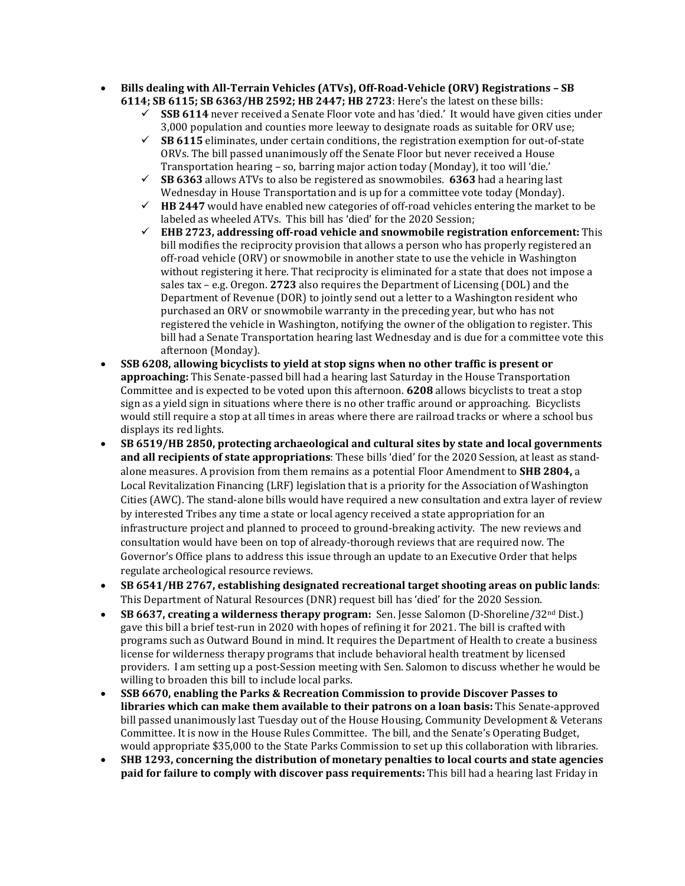- **Bills dealing with All-Terrain Vehicles (ATVs), Off-Road-Vehicle (ORV) Registrations – SB 6114; SB 6115; SB 6363/HB 2592; HB 2447; HB 2723**: Here's the latest on these bills:
  - ✓ **SSB 6114** never received a Senate Floor vote and has 'died.' It would have given cities under 3,000 population and counties more leeway to designate roads as suitable for ORV use;
  - ✓ **SB 6115** eliminates, under certain conditions, the registration exemption for out-of-state ORVs. The bill passed unanimously off the Senate Floor but never received a House Transportation hearing – so, barring major action today (Monday), it too will 'die.'
  - ✓ **SB 6363** allows ATVs to also be registered as snowmobiles. **6363** had a hearing last Wednesday in House Transportation and is up for a committee vote today (Monday).
  - ✓ **HB 2447** would have enabled new categories of off-road vehicles entering the market to be labeled as wheeled ATVs. This bill has 'died' for the 2020 Session;
  - ✓ **EHB 2723, addressing off-road vehicle and snowmobile registration enforcement:** This bill modifies the reciprocity provision that allows a person who has properly registered an off-road vehicle (ORV) or snowmobile in another state to use the vehicle in Washington without registering it here. That reciprocity is eliminated for a state that does not impose a sales tax – e.g. Oregon. **2723** also requires the Department of Licensing (DOL) and the Department of Revenue (DOR) to jointly send out a letter to a Washington resident who purchased an ORV or snowmobile warranty in the preceding year, but who has not registered the vehicle in Washington, notifying the owner of the obligation to register. This bill had a Senate Transportation hearing last Wednesday and is due for a committee vote this afternoon (Monday).
- **SSB 6208, allowing bicyclists to yield at stop signs when no other traffic is present or approaching:** This Senate-passed bill had a hearing last Saturday in the House Transportation Committee and is expected to be voted upon this afternoon. **6208** allows bicyclists to treat a stop sign as a yield sign in situations where there is no other traffic around or approaching. Bicyclists would still require a stop at all times in areas where there are railroad tracks or where a school bus displays its red lights.
- **SB 6519/HB 2850, protecting archaeological and cultural sites by state and local governments and all recipients of state appropriations**: These bills 'died' for the 2020 Session, at least as stand-alone measures. A provision from them remains as a potential Floor Amendment to **SHB 2804,** a Local Revitalization Financing (LRF) legislation that is a priority for the Association of Washington Cities (AWC). The stand-alone bills would have required a new consultation and extra layer of review by interested Tribes any time a state or local agency received a state appropriation for an infrastructure project and planned to proceed to ground-breaking activity. The new reviews and consultation would have been on top of already-thorough reviews that are required now. The Governor's Office plans to address this issue through an update to an Executive Order that helps regulate archeological resource reviews.
- **SB 6541/HB 2767, establishing designated recreational target shooting areas on public lands**: This Department of Natural Resources (DNR) request bill has 'died' for the 2020 Session.
- **SB 6637, creating a wilderness therapy program:** Sen. Jesse Salomon (D-Shoreline/32nd Dist.) gave this bill a brief test-run in 2020 with hopes of refining it for 2021. The bill is crafted with programs such as Outward Bound in mind. It requires the Department of Health to create a business license for wilderness therapy programs that include behavioral health treatment by licensed providers. I am setting up a post-Session meeting with Sen. Salomon to discuss whether he would be willing to broaden this bill to include local parks.
- **SSB 6670, enabling the Parks & Recreation Commission to provide Discover Passes to libraries which can make them available to their patrons on a loan basis:** This Senate-approved bill passed unanimously last Tuesday out of the House Housing, Community Development & Veterans Committee. It is now in the House Rules Committee. The bill, and the Senate's Operating Budget, would appropriate $35,000 to the State Parks Commission to set up this collaboration with libraries.
- **SHB 1293, concerning the distribution of monetary penalties to local courts and state agencies paid for failure to comply with discover pass requirements:** This bill had a hearing last Friday in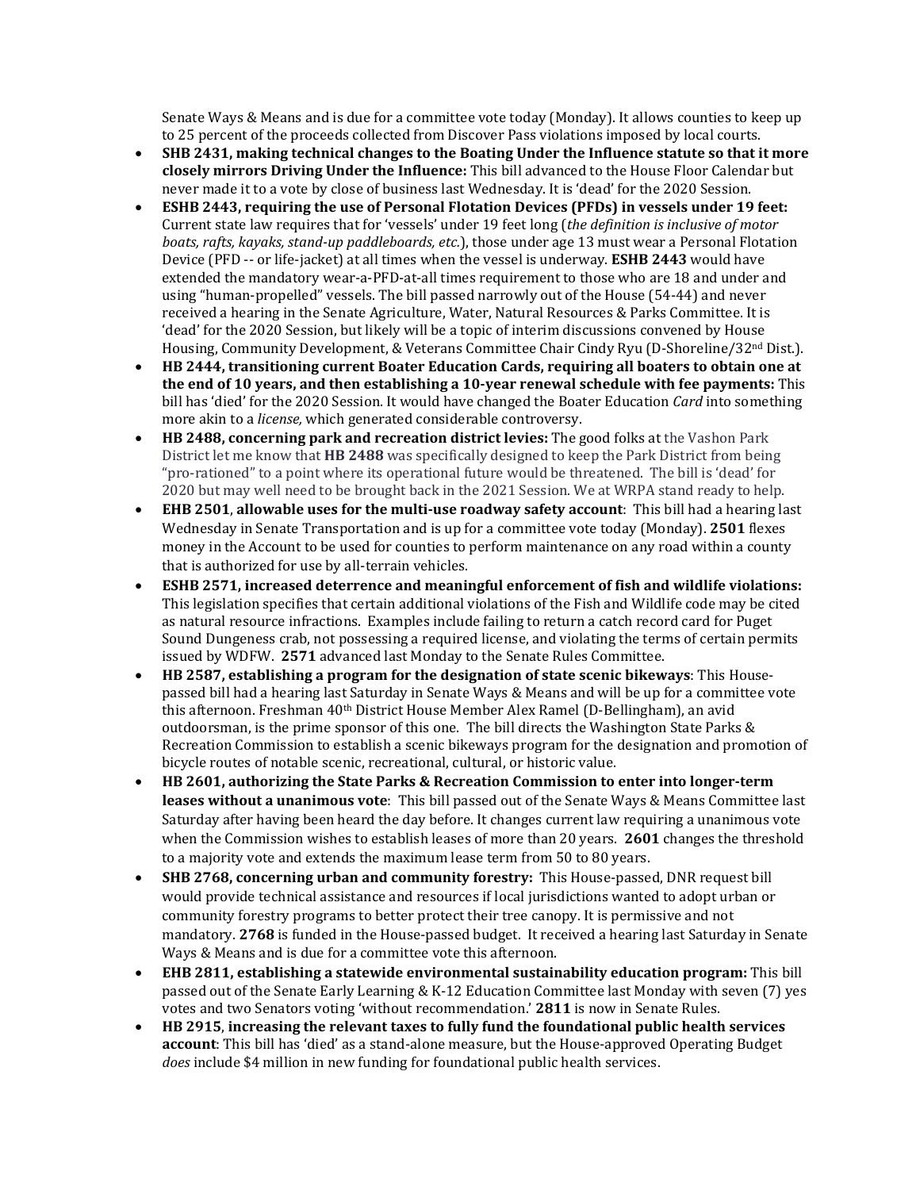Senate Ways & Means and is due for a committee vote today (Monday). It allows counties to keep up to 25 percent of the proceeds collected from Discover Pass violations imposed by local courts.

- **SHB 2431, making technical changes to the Boating Under the Influence statute so that it more closely mirrors Driving Under the Influence:** This bill advanced to the House Floor Calendar but never made it to a vote by close of business last Wednesday. It is 'dead' for the 2020 Session.
- **ESHB 2443, requiring the use of Personal Flotation Devices (PFDs) in vessels under 19 feet:** Current state law requires that for 'vessels' under 19 feet long (*the definition is inclusive of motor boats, rafts, kayaks, stand-up paddleboards, etc.*), those under age 13 must wear a Personal Flotation Device (PFD -- or life-jacket) at all times when the vessel is underway. **ESHB 2443** would have extended the mandatory wear-a-PFD-at-all times requirement to those who are 18 and under and using "human-propelled" vessels. The bill passed narrowly out of the House (54-44) and never received a hearing in the Senate Agriculture, Water, Natural Resources & Parks Committee. It is 'dead' for the 2020 Session, but likely will be a topic of interim discussions convened by House Housing, Community Development, & Veterans Committee Chair Cindy Ryu (D-Shoreline/32nd Dist.).
- **HB 2444, transitioning current Boater Education Cards, requiring all boaters to obtain one at the end of 10 years, and then establishing a 10-year renewal schedule with fee payments:** This bill has 'died' for the 2020 Session. It would have changed the Boater Education *Card* into something more akin to a *license,* which generated considerable controversy.
- **HB 2488, concerning park and recreation district levies:** The good folks at the Vashon Park District let me know that **HB 2488** was specifically designed to keep the Park District from being "pro-rationed" to a point where its operational future would be threatened. The bill is 'dead' for 2020 but may well need to be brought back in the 2021 Session. We at WRPA stand ready to help.
- **EHB 2501**, **allowable uses for the multi-use roadway safety account**: This bill had a hearing last Wednesday in Senate Transportation and is up for a committee vote today (Monday). **2501** flexes money in the Account to be used for counties to perform maintenance on any road within a county that is authorized for use by all-terrain vehicles.
- **ESHB 2571, increased deterrence and meaningful enforcement of fish and wildlife violations:** This legislation specifies that certain additional violations of the Fish and Wildlife code may be cited as natural resource infractions. Examples include failing to return a catch record card for Puget Sound Dungeness crab, not possessing a required license, and violating the terms of certain permits issued by WDFW. **2571** advanced last Monday to the Senate Rules Committee.
- **HB 2587, establishing a program for the designation of state scenic bikeways**: This House-passed bill had a hearing last Saturday in Senate Ways & Means and will be up for a committee vote this afternoon. Freshman 40th District House Member Alex Ramel (D-Bellingham), an avid outdoorsman, is the prime sponsor of this one. The bill directs the Washington State Parks & Recreation Commission to establish a scenic bikeways program for the designation and promotion of bicycle routes of notable scenic, recreational, cultural, or historic value.
- **HB 2601, authorizing the State Parks & Recreation Commission to enter into longer-term leases without a unanimous vote**: This bill passed out of the Senate Ways & Means Committee last Saturday after having been heard the day before. It changes current law requiring a unanimous vote when the Commission wishes to establish leases of more than 20 years. **2601** changes the threshold to a majority vote and extends the maximum lease term from 50 to 80 years.
- **SHB 2768, concerning urban and community forestry:** This House-passed, DNR request bill would provide technical assistance and resources if local jurisdictions wanted to adopt urban or community forestry programs to better protect their tree canopy. It is permissive and not mandatory. **2768** is funded in the House-passed budget. It received a hearing last Saturday in Senate Ways & Means and is due for a committee vote this afternoon.
- **EHB 2811, establishing a statewide environmental sustainability education program:** This bill passed out of the Senate Early Learning & K-12 Education Committee last Monday with seven (7) yes votes and two Senators voting 'without recommendation.' **2811** is now in Senate Rules.
- **HB 2915**, **increasing the relevant taxes to fully fund the foundational public health services account**: This bill has 'died' as a stand-alone measure, but the House-approved Operating Budget *does* include $4 million in new funding for foundational public health services.